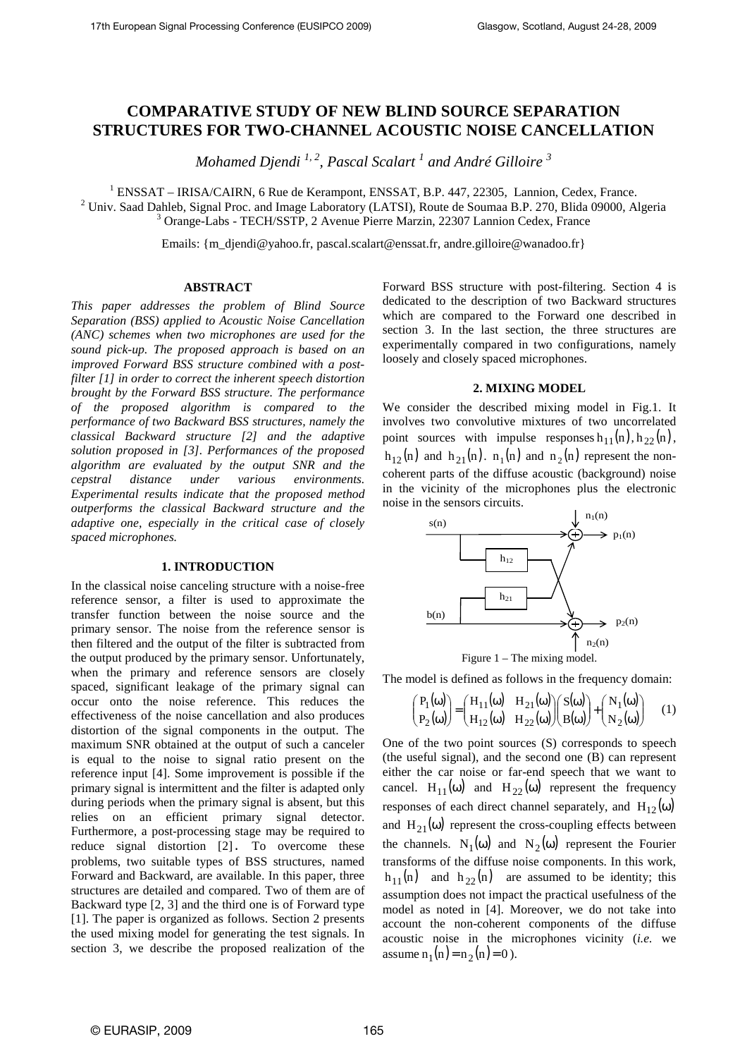# COMPARATIVE STUDY OF NEW BLIND SOURCE SEPARATION STRUCTURES FOR TWO-CHANNEL ACOUSTIC NOISE CANCELLATION

*Mohamed Djendi [1, 2], Pascal Scalart [1] and André Gilloire [3]*

[1] ENSSAT – IRISA/CAIRN, 6 Rue de Kerampont, ENSSAT, B.P. 447, 22305, Lannion, Cedex, France.
[2] Univ. Saad Dahleb, Signal Proc. and Image Laboratory (LATSI), Route de Soumaa B.P. 270, Blida 09000, Algeria
[3] Orange-Labs - TECH/SSTP, 2 Avenue Pierre Marzin, 22307 Lannion Cedex, France

Emails: {m_djendi@yahoo.fr, pascal.scalart@enssat.fr, andre.gilloire@wanadoo.fr}

## ABSTRACT

*This paper addresses the problem of Blind Source Separation (BSS) applied to Acoustic Noise Cancellation (ANC) schemes when two microphones are used for the sound pick-up. The proposed approach is based on an improved Forward BSS structure combined with a post-filter [1] in order to correct the inherent speech distortion brought by the Forward BSS structure. The performance of the proposed algorithm is compared to the performance of two Backward BSS structures, namely the classical Backward structure [2] and the adaptive solution proposed in [3]. Performances of the proposed algorithm are evaluated by the output SNR and the cepstral distance under various environments. Experimental results indicate that the proposed method outperforms the classical Backward structure and the adaptive one, especially in the critical case of closely spaced microphones.*

## 1. INTRODUCTION

In the classical noise canceling structure with a noise-free reference sensor, a filter is used to approximate the transfer function between the noise source and the primary sensor. The noise from the reference sensor is then filtered and the output of the filter is subtracted from the output produced by the primary sensor. Unfortunately, when the primary and reference sensors are closely spaced, significant leakage of the primary signal can occur onto the noise reference. This reduces the effectiveness of the noise cancellation and also produces distortion of the signal components in the output. The maximum SNR obtained at the output of such a canceler is equal to the noise to signal ratio present on the reference input [4]. Some improvement is possible if the primary signal is intermittent and the filter is adapted only during periods when the primary signal is absent, but this relies on an efficient primary signal detector. Furthermore, a post-processing stage may be required to reduce signal distortion [2]. To overcome these problems, two suitable types of BSS structures, named Forward and Backward, are available. In this paper, three structures are detailed and compared. Two of them are of Backward type [2, 3] and the third one is of Forward type [1]. The paper is organized as follows. Section 2 presents the used mixing model for generating the test signals. In section 3, we describe the proposed realization of the Forward BSS structure with post-filtering. Section 4 is dedicated to the description of two Backward structures which are compared to the Forward one described in section 3. In the last section, the three structures are experimentally compared in two configurations, namely loosely and closely spaced microphones.

## 2. MIXING MODEL

We consider the described mixing model in Fig.1. It involves two convolutive mixtures of two uncorrelated point sources with impulse responses $h_{11}(n)$, $h_{22}(n)$, $h_{12}(n)$ and $h_{21}(n)$. $n_1(n)$ and $n_2(n)$ represent the non-coherent parts of the diffuse acoustic (background) noise in the vicinity of the microphones plus the electronic noise in the sensors circuits.

Figure 1 – The mixing model.

The model is defined as follows in the frequency domain:

$$\begin{pmatrix} P_1(\omega) \\ P_2(\omega) \end{pmatrix} = \begin{pmatrix} H_{11}(\omega) & H_{21}(\omega) \\ H_{12}(\omega) & H_{22}(\omega) \end{pmatrix} \begin{pmatrix} S(\omega) \\ B(\omega) \end{pmatrix} + \begin{pmatrix} N_1(\omega) \\ N_2(\omega) \end{pmatrix} \quad (1)$$

One of the two point sources (S) corresponds to speech (the useful signal), and the second one (B) can represent either the car noise or far-end speech that we want to cancel. $H_{11}(\omega)$ and $H_{22}(\omega)$ represent the frequency responses of each direct channel separately, and $H_{12}(\omega)$ and $H_{21}(\omega)$ represent the cross-coupling effects between the channels. $N_1(\omega)$ and $N_2(\omega)$ represent the Fourier transforms of the diffuse noise components. In this work, $h_{11}(n)$ and $h_{22}(n)$ are assumed to be identity; this assumption does not impact the practical usefulness of the model as noted in [4]. Moreover, we do not take into account the non-coherent components of the diffuse acoustic noise in the microphones vicinity (*i.e.* we assume $n_1(n) = n_2(n) = 0$).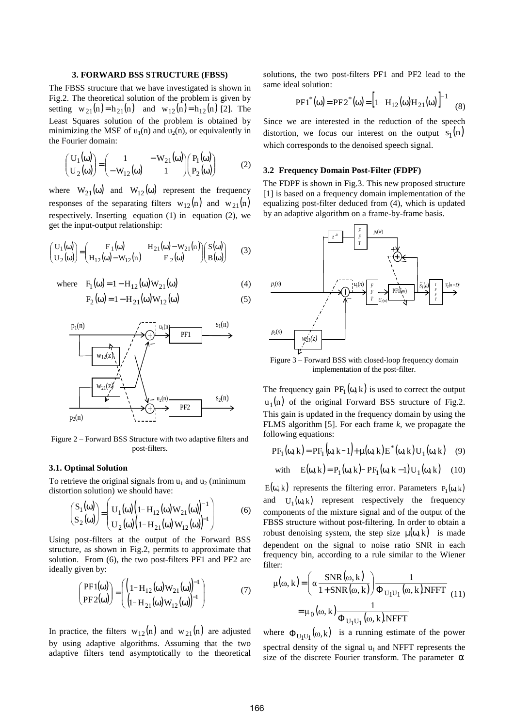### 3. FORWARD BSS STRUCTURE (FBSS)

The FBSS structure that we have investigated is shown in Fig.2. The theoretical solution of the problem is given by setting $w_{21}(n) = h_{21}(n)$ and $w_{12}(n) = h_{12}(n)$ [2]. The Least Squares solution of the problem is obtained by minimizing the MSE of $u_1(n)$ and $u_2(n)$, or equivalently in the Fourier domain:

$$\begin{pmatrix} U_1(\omega) \\ U_2(\omega) \end{pmatrix} = \begin{pmatrix} 1 & -W_{21}(\omega) \\ -W_{12}(\omega) & 1 \end{pmatrix} \begin{pmatrix} P_1(\omega) \\ P_2(\omega) \end{pmatrix} \tag{2}$$

where $W_{21}(\omega)$ and $W_{12}(\omega)$ represent the frequency responses of the separating filters $w_{12}(n)$ and $w_{21}(n)$ respectively. Inserting equation (1) in equation (2), we get the input-output relationship:

$$\begin{pmatrix} U_1(\omega) \\ U_2(\omega) \end{pmatrix} = \begin{pmatrix} F_1(\omega) & H_{21}(\omega) - W_{21}(n) \\ H_{12}(\omega) - W_{12}(n) & F_2(\omega) \end{pmatrix} \begin{pmatrix} S(\omega) \\ B(\omega) \end{pmatrix} \tag{3}$$

where
$$F_1(\omega) = 1 - H_{12}(\omega) W_{21}(\omega) \tag{4}$$
$$F_2(\omega) = 1 - H_{21}(\omega) W_{12}(\omega) \tag{5}$$

Figure 2 – Forward BSS Structure with two adaptive filters and post-filters.

#### 3.1. Optimal Solution

To retrieve the original signals from $u_1$ and $u_2$ (minimum distortion solution) we should have:

$$\begin{pmatrix} S_1(\omega) \\ S_2(\omega) \end{pmatrix} = \begin{pmatrix} U_1(\omega)\left(1 - H_{12}(\omega) W_{21}(\omega)\right)^{-1} \\ U_2(\omega)\left(1 - H_{21}(\omega) W_{12}(\omega)\right)^{-1} \end{pmatrix} \tag{6}$$

Using post-filters at the output of the Forward BSS structure, as shown in Fig.2, permits to approximate that solution. From (6), the two post-filters PF1 and PF2 are ideally given by:

$$\begin{pmatrix} PF1(\omega) \\ PF2(\omega) \end{pmatrix} = \begin{pmatrix} \left(1 - H_{12}(\omega) W_{21}(\omega)\right)^{-1} \\ \left(1 - H_{21}(\omega) W_{12}(\omega)\right)^{-1} \end{pmatrix} \tag{7}$$

In practice, the filters $w_{12}(n)$ and $w_{21}(n)$ are adjusted by using adaptive algorithms. Assuming that the two adaptive filters tend asymptotically to the theoretical solutions, the two post-filters PF1 and PF2 lead to the same ideal solution:

$$PF1^*(\omega) = PF2^*(\omega) = \left[1 - H_{12}(\omega) H_{21}(\omega)\right]^{-1} \tag{8}$$

Since we are interested in the reduction of the speech distortion, we focus our interest on the output $s_1(n)$ which corresponds to the denoised speech signal.

#### 3.2 Frequency Domain Post-Filter (FDPF)

The FDPF is shown in Fig.3. This new proposed structure [1] is based on a frequency domain implementation of the equalizing post-filter deduced from (4), which is updated by an adaptive algorithm on a frame-by-frame basis.

Figure 3 – Forward BSS with closed-loop frequency domain implementation of the post-filter.

The frequency gain $PF_1(\omega, k)$ is used to correct the output $u_1(n)$ of the original Forward BSS structure of Fig.2. This gain is updated in the frequency domain by using the FLMS algorithm [5]. For each frame $k$, we propagate the following equations:

$$PF_1(\omega, k) = PF_1(\omega, k-1) + \mu(\omega, k) E^*(\omega, k) U_1(\omega, k) \tag{9}$$

$$\text{with} \quad E(\omega, k) = P_1(\omega, k) - PF_1(\omega, k-1) U_1(\omega, k) \tag{10}$$

$E(\omega, k)$ represents the filtering error. Parameters $P_1(\omega, k)$ and $U_1(\omega, k)$ represent respectively the frequency components of the mixture signal and of the output of the FBSS structure without post-filtering. In order to obtain a robust denoising system, the step size $\mu(\omega, k)$ is made dependent on the signal to noise ratio SNR in each frequency bin, according to a rule similar to the Wiener filter:

$$\mu(\omega, k) = \left(\alpha \frac{SNR(\omega, k)}{1 + SNR(\omega, k)}\right) \frac{1}{\Phi_{U_1U_1}(\omega, k).NFFT} = \mu_0(\omega, k) \frac{1}{\Phi_{U_1U_1}(\omega, k).NFFT} \tag{11}$$

where $\Phi_{U_1U_1}(\omega, k)$ is a running estimate of the power spectral density of the signal $u_1$ and NFFT represents the size of the discrete Fourier transform. The parameter $\alpha$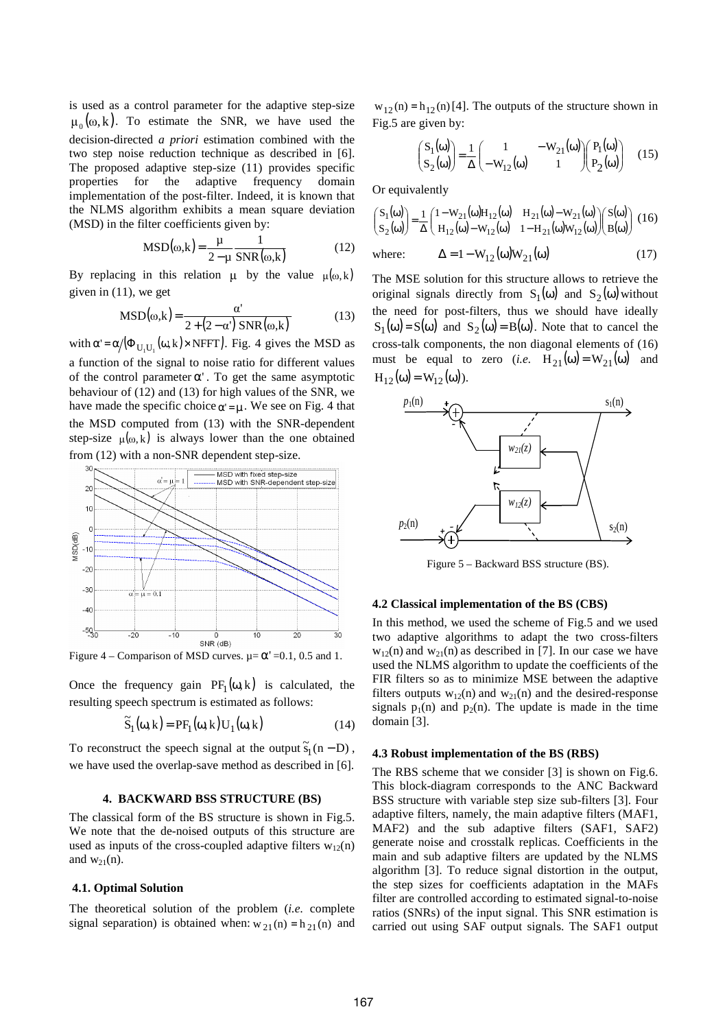is used as a control parameter for the adaptive step-size $\mu_0(\omega,k)$. To estimate the SNR, we have used the decision-directed *a priori* estimation combined with the two step noise reduction technique as described in [6]. The proposed adaptive step-size (11) provides specific properties for the adaptive frequency domain implementation of the post-filter. Indeed, it is known that the NLMS algorithm exhibits a mean square deviation (MSD) in the filter coefficients given by:

$$\mathrm{MSD}(\omega,k) = \frac{\mu}{2-\mu}\frac{1}{\mathrm{SNR}(\omega,k)} \quad (12)$$

By replacing in this relation $\mu$ by the value $\mu(\omega,k)$ given in (11), we get

$$\mathrm{MSD}(\omega,k) = \frac{\alpha'}{2+(2-\alpha')\,\mathrm{SNR}(\omega,k)} \quad (13)$$

with $\alpha' = \alpha/(\Phi_{U_1U_1}(\omega,k)\times \mathrm{NFFT})$. Fig. 4 gives the MSD as a function of the signal to noise ratio for different values of the control parameter $\alpha'$. To get the same asymptotic behaviour of (12) and (13) for high values of the SNR, we have made the specific choice $\alpha' = \mu$. We see on Fig. 4 that the MSD computed from (13) with the SNR-dependent step-size $\mu(\omega,k)$ is always lower than the one obtained from (12) with a non-SNR dependent step-size.

Figure 4 – Comparison of MSD curves. $\mu = \alpha'$ =0.1, 0.5 and 1.

Once the frequency gain $\mathrm{PF}_1(\omega,k)$ is calculated, the resulting speech spectrum is estimated as follows:

$$\tilde{S}_1(\omega,k) = \mathrm{PF}_1(\omega,k)\,U_1(\omega,k) \quad (14)$$

To reconstruct the speech signal at the output $\tilde{s}_1(n-D)$, we have used the overlap-save method as described in [6].

## 4. BACKWARD BSS STRUCTURE (BS)

The classical form of the BS structure is shown in Fig.5. We note that the de-noised outputs of this structure are used as inputs of the cross-coupled adaptive filters $w_{12}(n)$ and $w_{21}(n)$.

### 4.1. Optimal Solution

The theoretical solution of the problem (*i.e.* complete signal separation) is obtained when: $w_{21}(n) = h_{21}(n)$ and $w_{12}(n) = h_{12}(n)$ [4]. The outputs of the structure shown in Fig.5 are given by:

$$\begin{pmatrix} S_1(\omega) \\ S_2(\omega) \end{pmatrix} = \frac{1}{\Delta}\begin{pmatrix} 1 & -W_{21}(\omega) \\ -W_{12}(\omega) & 1 \end{pmatrix}\begin{pmatrix} P_1(\omega) \\ P_2(\omega) \end{pmatrix} \quad (15)$$

Or equivalently

$$\begin{pmatrix} S_1(\omega) \\ S_2(\omega) \end{pmatrix} = \frac{1}{\Delta}\begin{pmatrix} 1-W_{21}(\omega)H_{12}(\omega) & H_{21}(\omega)-W_{21}(\omega) \\ H_{12}(\omega)-W_{12}(\omega) & 1-H_{21}(\omega)W_{12}(\omega) \end{pmatrix}\begin{pmatrix} S(\omega) \\ B(\omega) \end{pmatrix} \quad (16)$$

where: $$\Delta = 1 - W_{12}(\omega)W_{21}(\omega) \quad (17)$$

The MSE solution for this structure allows to retrieve the original signals directly from $S_1(\omega)$ and $S_2(\omega)$ without the need for post-filters, thus we should have ideally $S_1(\omega) = S(\omega)$ and $S_2(\omega) = B(\omega)$. Note that to cancel the cross-talk components, the non diagonal elements of (16) must be equal to zero (*i.e.* $H_{21}(\omega) = W_{21}(\omega)$ and $H_{12}(\omega) = W_{12}(\omega)$).

Figure 5 – Backward BSS structure (BS).

### 4.2 Classical implementation of the BS (CBS)

In this method, we used the scheme of Fig.5 and we used two adaptive algorithms to adapt the two cross-filters $w_{12}(n)$ and $w_{21}(n)$ as described in [7]. In our case we have used the NLMS algorithm to update the coefficients of the FIR filters so as to minimize MSE between the adaptive filters outputs $w_{12}(n)$ and $w_{21}(n)$ and the desired-response signals $p_1(n)$ and $p_2(n)$. The update is made in the time domain [3].

### 4.3 Robust implementation of the BS (RBS)

The RBS scheme that we consider [3] is shown on Fig.6. This block-diagram corresponds to the ANC Backward BSS structure with variable step size sub-filters [3]. Four adaptive filters, namely, the main adaptive filters (MAF1, MAF2) and the sub adaptive filters (SAF1, SAF2) generate noise and crosstalk replicas. Coefficients in the main and sub adaptive filters are updated by the NLMS algorithm [3]. To reduce signal distortion in the output, the step sizes for coefficients adaptation in the MAFs filter are controlled according to estimated signal-to-noise ratios (SNRs) of the input signal. This SNR estimation is carried out using SAF output signals. The SAF1 output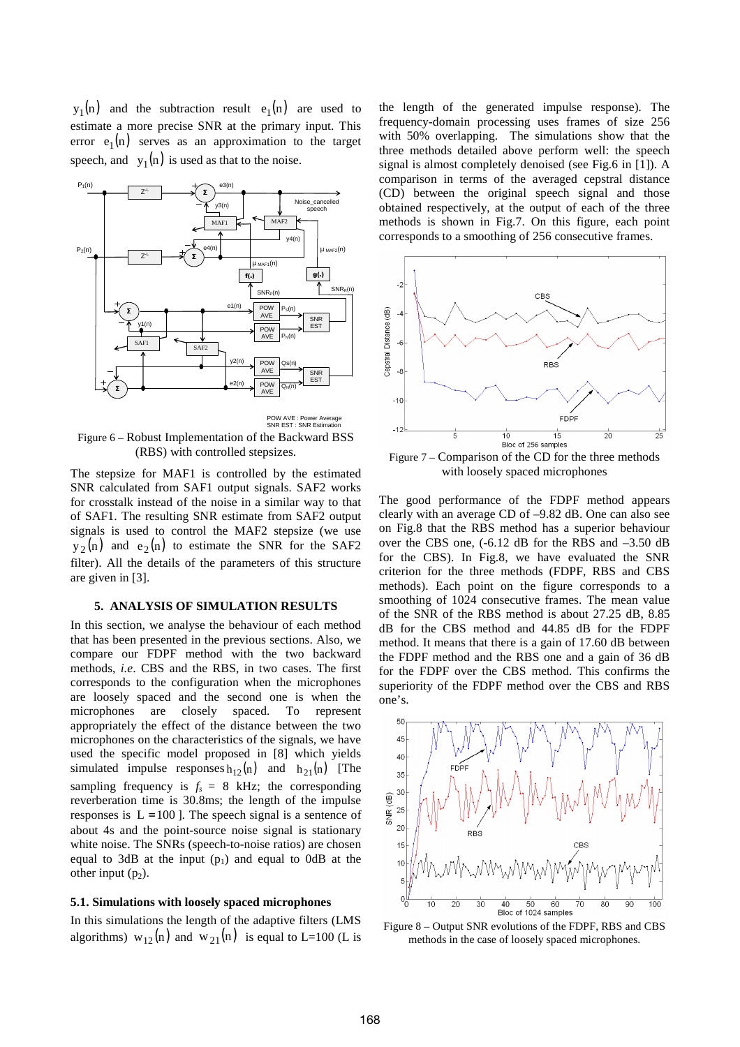$y_1(n)$ and the subtraction result $e_1(n)$ are used to estimate a more precise SNR at the primary input. This error $e_1(n)$ serves as an approximation to the target speech, and $y_1(n)$ is used as that to the noise.

Figure 6 – Robust Implementation of the Backward BSS (RBS) with controlled stepsizes.

The stepsize for MAF1 is controlled by the estimated SNR calculated from SAF1 output signals. SAF2 works for crosstalk instead of the noise in a similar way to that of SAF1. The resulting SNR estimate from SAF2 output signals is used to control the MAF2 stepsize (we use $y_2(n)$ and $e_2(n)$ to estimate the SNR for the SAF2 filter). All the details of the parameters of this structure are given in [3].

## 5. ANALYSIS OF SIMULATION RESULTS

In this section, we analyse the behaviour of each method that has been presented in the previous sections. Also, we compare our FDPF method with the two backward methods, *i.e*. CBS and the RBS, in two cases. The first corresponds to the configuration when the microphones are loosely spaced and the second one is when the microphones are closely spaced. To represent appropriately the effect of the distance between the two microphones on the characteristics of the signals, we have used the specific model proposed in [8] which yields simulated impulse responses $h_{12}(n)$ and $h_{21}(n)$ [The sampling frequency is $f_s$ = 8 kHz; the corresponding reverberation time is 30.8ms; the length of the impulse responses is $L = 100$ ]. The speech signal is a sentence of about 4s and the point-source noise signal is stationary white noise. The SNRs (speech-to-noise ratios) are chosen equal to 3dB at the input ($p_1$) and equal to 0dB at the other input ($p_2$).

### 5.1. Simulations with loosely spaced microphones

In this simulations the length of the adaptive filters (LMS algorithms) $w_{12}(n)$ and $w_{21}(n)$ is equal to L=100 (L is the length of the generated impulse response). The frequency-domain processing uses frames of size 256 with 50% overlapping. The simulations show that the three methods detailed above perform well: the speech signal is almost completely denoised (see Fig.6 in [1]). A comparison in terms of the averaged cepstral distance (CD) between the original speech signal and those obtained respectively, at the output of each of the three methods is shown in Fig.7. On this figure, each point corresponds to a smoothing of 256 consecutive frames.

Figure 7 – Comparison of the CD for the three methods with loosely spaced microphones

The good performance of the FDPF method appears clearly with an average CD of –9.82 dB. One can also see on Fig.8 that the RBS method has a superior behaviour over the CBS one, (-6.12 dB for the RBS and –3.50 dB for the CBS). In Fig.8, we have evaluated the SNR criterion for the three methods (FDPF, RBS and CBS methods). Each point on the figure corresponds to a smoothing of 1024 consecutive frames. The mean value of the SNR of the RBS method is about 27.25 dB, 8.85 dB for the CBS method and 44.85 dB for the FDPF method. It means that there is a gain of 17.60 dB between the FDPF method and the RBS one and a gain of 36 dB for the FDPF over the CBS method. This confirms the superiority of the FDPF method over the CBS and RBS one's.

Figure 8 – Output SNR evolutions of the FDPF, RBS and CBS methods in the case of loosely spaced microphones.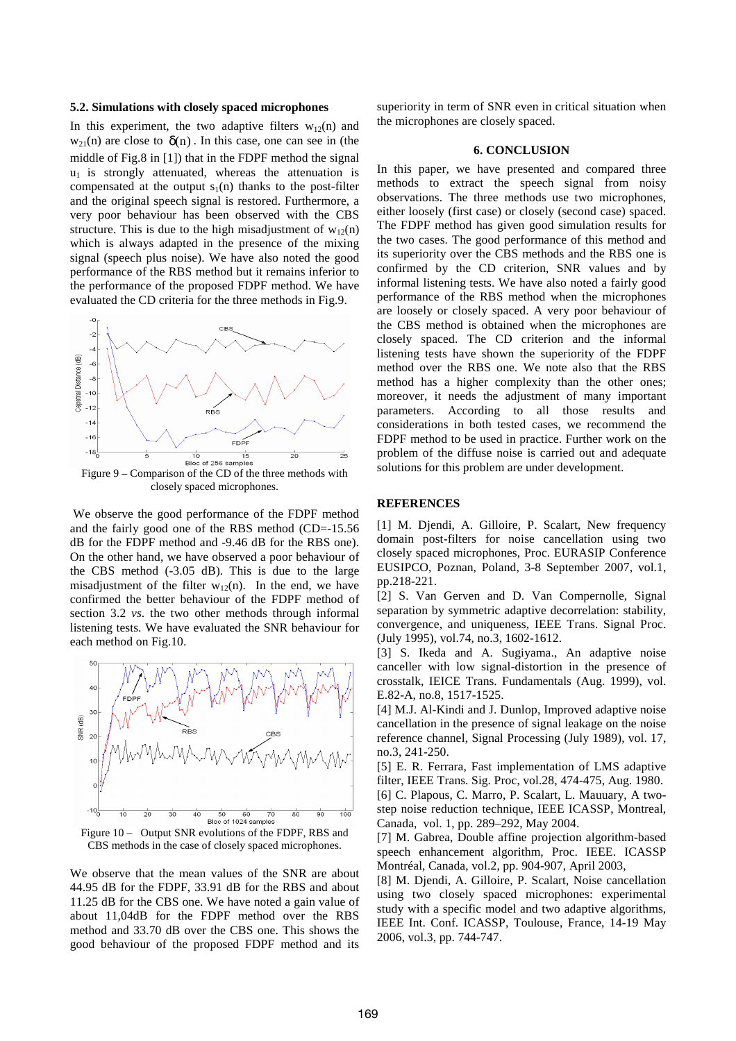### 5.2. Simulations with closely spaced microphones

In this experiment, the two adaptive filters $w_{12}(n)$ and $w_{21}(n)$ are close to $\delta(n)$. In this case, one can see in (the middle of Fig.8 in [1]) that in the FDPF method the signal $u_1$ is strongly attenuated, whereas the attenuation is compensated at the output $s_1(n)$ thanks to the post-filter and the original speech signal is restored. Furthermore, a very poor behaviour has been observed with the CBS structure. This is due to the high misadjustment of $w_{12}(n)$ which is always adapted in the presence of the mixing signal (speech plus noise). We have also noted the good performance of the RBS method but it remains inferior to the performance of the proposed FDPF method. We have evaluated the CD criteria for the three methods in Fig.9.

-0
-2
-4
-6
-8
-10
-12
-14
-16
-18
Cepstral Distance (dB)
0 5 10 15 20 25
Bloc of 256 samples
CBS
RBS
FDPF

Figure 9 – Comparison of the CD of the three methods with closely spaced microphones.

We observe the good performance of the FDPF method and the fairly good one of the RBS method (CD=-15.56 dB for the FDPF method and -9.46 dB for the RBS one). On the other hand, we have observed a poor behaviour of the CBS method (-3.05 dB). This is due to the large misadjustment of the filter $w_{12}(n)$. In the end, we have confirmed the better behaviour of the FDPF method of section 3.2 *vs.* the two other methods through informal listening tests. We have evaluated the SNR behaviour for each method on Fig.10.

50
40
30
20
10
0
-10
SNR (dB)
0 10 20 30 40 50 60 70 80 90 100
Bloc of 1024 samples
FDPF
RBS
CBS

Figure 10 – Output SNR evolutions of the FDPF, RBS and CBS methods in the case of closely spaced microphones.

We observe that the mean values of the SNR are about 44.95 dB for the FDPF, 33.91 dB for the RBS and about 11.25 dB for the CBS one. We have noted a gain value of about 11,04dB for the FDPF method over the RBS method and 33.70 dB over the CBS one. This shows the good behaviour of the proposed FDPF method and its superiority in term of SNR even in critical situation when the microphones are closely spaced.

## 6. CONCLUSION

In this paper, we have presented and compared three methods to extract the speech signal from noisy observations. The three methods use two microphones, either loosely (first case) or closely (second case) spaced. The FDPF method has given good simulation results for the two cases. The good performance of this method and its superiority over the CBS methods and the RBS one is confirmed by the CD criterion, SNR values and by informal listening tests. We have also noted a fairly good performance of the RBS method when the microphones are loosely or closely spaced. A very poor behaviour of the CBS method is obtained when the microphones are closely spaced. The CD criterion and the informal listening tests have shown the superiority of the FDPF method over the RBS one. We note also that the RBS method has a higher complexity than the other ones; moreover, it needs the adjustment of many important parameters. According to all those results and considerations in both tested cases, we recommend the FDPF method to be used in practice. Further work on the problem of the diffuse noise is carried out and adequate solutions for this problem are under development.

## REFERENCES

[1] M. Djendi, A. Gilloire, P. Scalart, New frequency domain post-filters for noise cancellation using two closely spaced microphones, Proc. EURASIP Conference EUSIPCO, Poznan, Poland, 3-8 September 2007, vol.1, pp.218-221.

[2] S. Van Gerven and D. Van Compernolle, Signal separation by symmetric adaptive decorrelation: stability, convergence, and uniqueness, IEEE Trans. Signal Proc. (July 1995), vol.74, no.3, 1602-1612.

[3] S. Ikeda and A. Sugiyama., An adaptive noise canceller with low signal-distortion in the presence of crosstalk, IEICE Trans. Fundamentals (Aug. 1999), vol. E.82-A, no.8, 1517-1525.

[4] M.J. Al-Kindi and J. Dunlop, Improved adaptive noise cancellation in the presence of signal leakage on the noise reference channel, Signal Processing (July 1989), vol. 17, no.3, 241-250.

[5] E. R. Ferrara, Fast implementation of LMS adaptive filter, IEEE Trans. Sig. Proc, vol.28, 474-475, Aug. 1980.

[6] C. Plapous, C. Marro, P. Scalart, L. Mauuary, A two-step noise reduction technique, IEEE ICASSP, Montreal, Canada, vol. 1, pp. 289–292, May 2004.

[7] M. Gabrea, Double affine projection algorithm-based speech enhancement algorithm, Proc. IEEE. ICASSP Montréal, Canada, vol.2, pp. 904-907, April 2003,

[8] M. Djendi, A. Gilloire, P. Scalart, Noise cancellation using two closely spaced microphones: experimental study with a specific model and two adaptive algorithms, IEEE Int. Conf. ICASSP, Toulouse, France, 14-19 May 2006, vol.3, pp. 744-747.